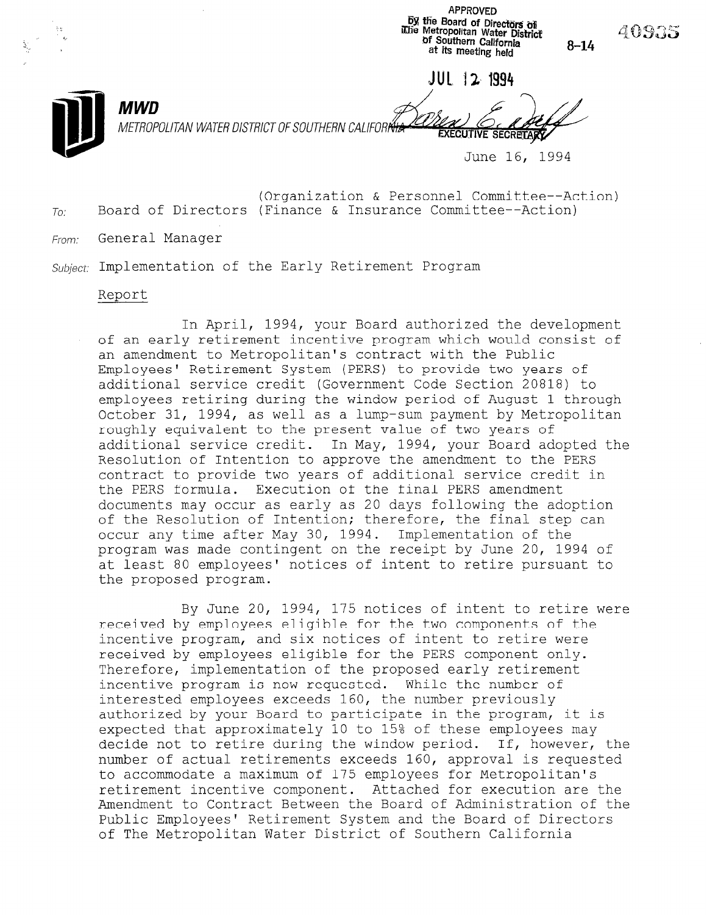APPROVED
By the Board of Directors of
The Metropolitan Water District
of Southern California
at its meeting held

JUL 12 1994

EXECUTIVE SECRETARY

8-14

40935

**MWD**

*METROPOLITAN WATER DISTRICT OF SOUTHERN CALIFORNIA*

June 16, 1994

To: Board of Directors (Organization & Personnel Committee--Action) (Finance & Insurance Committee--Action)

From: General Manager

Subject: Implementation of the Early Retirement Program

Report

In April, 1994, your Board authorized the development of an early retirement incentive program which would consist of an amendment to Metropolitan's contract with the Public Employees' Retirement System (PERS) to provide two years of additional service credit (Government Code Section 20818) to employees retiring during the window period of August 1 through October 31, 1994, as well as a lump-sum payment by Metropolitan roughly equivalent to the present value of two years of additional service credit. In May, 1994, your Board adopted the Resolution of Intention to approve the amendment to the PERS contract to provide two years of additional service credit in the PERS formula. Execution of the final PERS amendment documents may occur as early as 20 days following the adoption of the Resolution of Intention; therefore, the final step can occur any time after May 30, 1994. Implementation of the program was made contingent on the receipt by June 20, 1994 of at least 80 employees' notices of intent to retire pursuant to the proposed program.

By June 20, 1994, 175 notices of intent to retire were received by employees eligible for the two components of the incentive program, and six notices of intent to retire were received by employees eligible for the PERS component only. Therefore, implementation of the proposed early retirement incentive program is now requested. While the number of interested employees exceeds 160, the number previously authorized by your Board to participate in the program, it is expected that approximately 10 to 15% of these employees may decide not to retire during the window period. If, however, the number of actual retirements exceeds 160, approval is requested to accommodate a maximum of 175 employees for Metropolitan's retirement incentive component. Attached for execution are the Amendment to Contract Between the Board of Administration of the Public Employees' Retirement System and the Board of Directors of The Metropolitan Water District of Southern California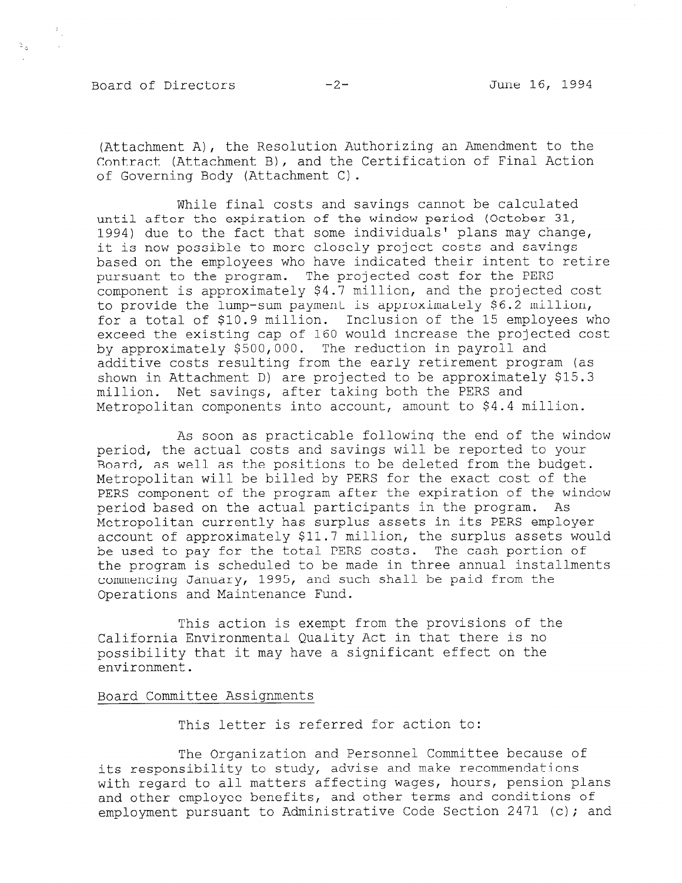(Attachment A), the Resolution Authorizing an Amendment to the Contract (Attachment B), and the Certification of Final Action of Governing Body (Attachment C).

While final costs and savings cannot be calculated until after the expiration of the window period (October 31, 1994) due to the fact that some individuals' plans may change, it is now possible to more closely project costs and savings based on the employees who have indicated their intent to retire pursuant to the program. The projected cost for the PERS component is approximately $4.7 million, and the projected cost to provide the lump-sum payment is approximately $6.2 million, for a total of $10.9 million. Inclusion of the 15 employees who exceed the existing cap of 160 would increase the projected cost by approximately $500,000. The reduction in payroll and additive costs resulting from the early retirement program (as shown in Attachment D) are projected to be approximately $15.3 million. Net savings, after taking both the PERS and Metropolitan components into account, amount to $4.4 million.

As soon as practicable following the end of the window period, the actual costs and savings will be reported to your Board, as well as the positions to be deleted from the budget. Metropolitan will be billed by PERS for the exact cost of the PERS component of the program after the expiration of the window period based on the actual participants in the program. As Metropolitan currently has surplus assets in its PERS employer account of approximately $11.7 million, the surplus assets would be used to pay for the total PERS costs. The cash portion of the program is scheduled to be made in three annual installments commencing January, 1995, and such shall be paid from the Operations and Maintenance Fund.

This action is exempt from the provisions of the California Environmental Quality Act in that there is no possibility that it may have a significant effect on the environment.

Board Committee Assignments

This letter is referred for action to:

The Organization and Personnel Committee because of its responsibility to study, advise and make recommendations with regard to all matters affecting wages, hours, pension plans and other employee benefits, and other terms and conditions of employment pursuant to Administrative Code Section 2471 (c); and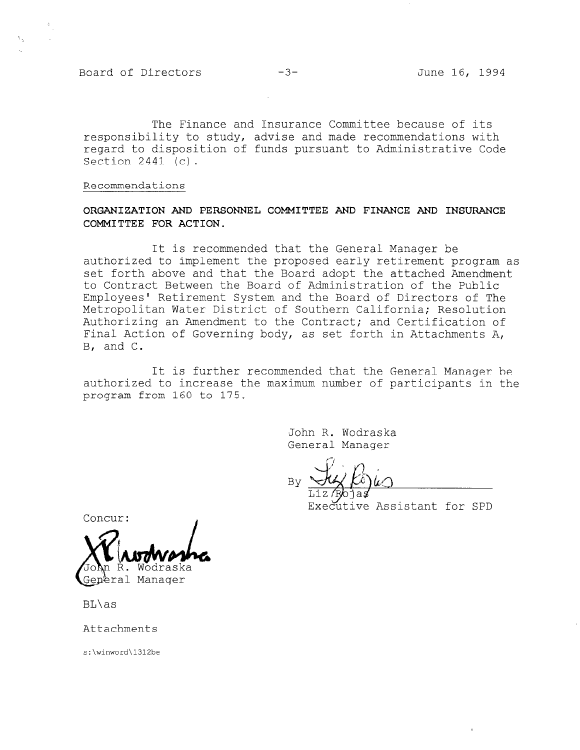The Finance and Insurance Committee because of its responsibility to study, advise and made recommendations with regard to disposition of funds pursuant to Administrative Code Section 2441 (c).

Recommendations

**ORGANIZATION AND PERSONNEL COMMITTEE AND FINANCE AND INSURANCE COMMITTEE FOR ACTION.**

It is recommended that the General Manager be authorized to implement the proposed early retirement program as set forth above and that the Board adopt the attached Amendment to Contract Between the Board of Administration of the Public Employees' Retirement System and the Board of Directors of The Metropolitan Water District of Southern California; Resolution Authorizing an Amendment to the Contract; and Certification of Final Action of Governing body, as set forth in Attachments A, B, and C.

It is further recommended that the General Manager be authorized to increase the maximum number of participants in the program from 160 to 175.

John R. Wodraska
General Manager

By Liz Rojas
Liz Rojas
Executive Assistant for SPD

Concur:

John R. Wodraska
John R. Wodraska
General Manager

BL\as

Attachments

s:\winword\1312be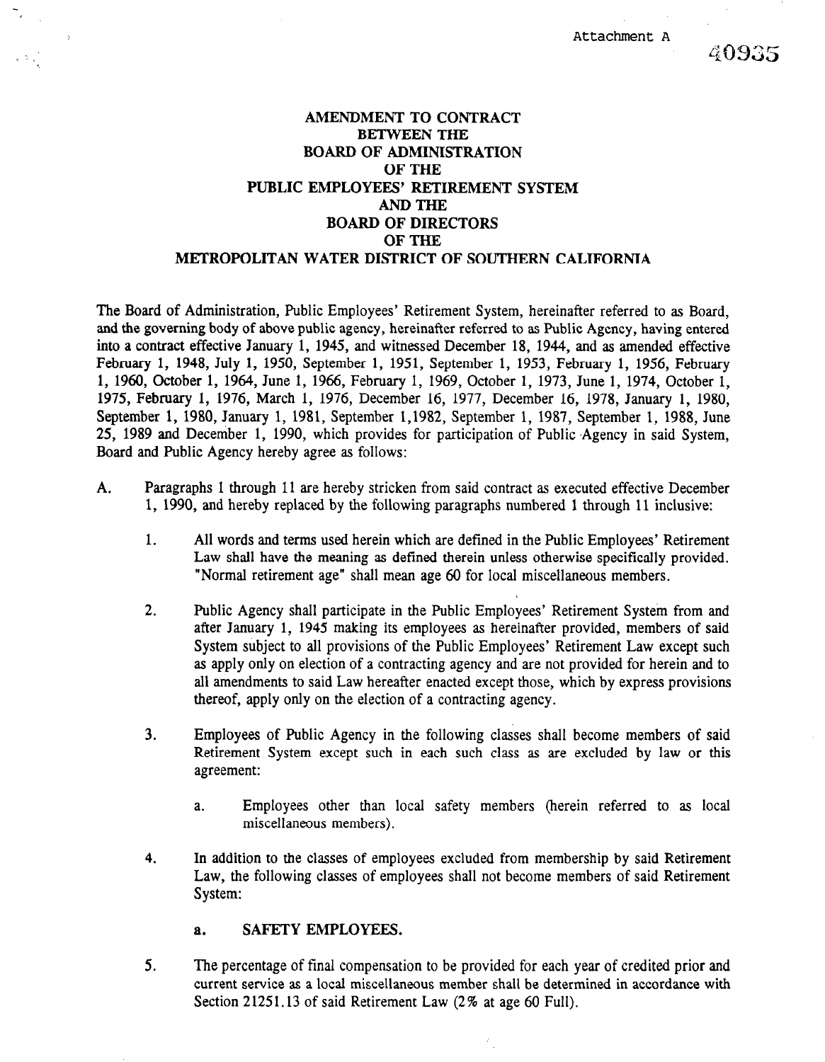Attachment A

40935

**AMENDMENT TO CONTRACT**
**BETWEEN THE**
**BOARD OF ADMINISTRATION**
**OF THE**
**PUBLIC EMPLOYEES' RETIREMENT SYSTEM**
**AND THE**
**BOARD OF DIRECTORS**
**OF THE**
**METROPOLITAN WATER DISTRICT OF SOUTHERN CALIFORNIA**

The Board of Administration, Public Employees' Retirement System, hereinafter referred to as Board, and the governing body of above public agency, hereinafter referred to as Public Agency, having entered into a contract effective January 1, 1945, and witnessed December 18, 1944, and as amended effective February 1, 1948, July 1, 1950, September 1, 1951, September 1, 1953, February 1, 1956, February 1, 1960, October 1, 1964, June 1, 1966, February 1, 1969, October 1, 1973, June 1, 1974, October 1, 1975, February 1, 1976, March 1, 1976, December 16, 1977, December 16, 1978, January 1, 1980, September 1, 1980, January 1, 1981, September 1,1982, September 1, 1987, September 1, 1988, June 25, 1989 and December 1, 1990, which provides for participation of Public Agency in said System, Board and Public Agency hereby agree as follows:

A. Paragraphs 1 through 11 are hereby stricken from said contract as executed effective December 1, 1990, and hereby replaced by the following paragraphs numbered 1 through 11 inclusive:

   1. All words and terms used herein which are defined in the Public Employees' Retirement Law shall have the meaning as defined therein unless otherwise specifically provided. "Normal retirement age" shall mean age 60 for local miscellaneous members.

   2. Public Agency shall participate in the Public Employees' Retirement System from and after January 1, 1945 making its employees as hereinafter provided, members of said System subject to all provisions of the Public Employees' Retirement Law except such as apply only on election of a contracting agency and are not provided for herein and to all amendments to said Law hereafter enacted except those, which by express provisions thereof, apply only on the election of a contracting agency.

   3. Employees of Public Agency in the following classes shall become members of said Retirement System except such in each such class as are excluded by law or this agreement:

      a. Employees other than local safety members (herein referred to as local miscellaneous members).

   4. In addition to the classes of employees excluded from membership by said Retirement Law, the following classes of employees shall not become members of said Retirement System:

      a. **SAFETY EMPLOYEES.**

   5. The percentage of final compensation to be provided for each year of credited prior and current service as a local miscellaneous member shall be determined in accordance with Section 21251.13 of said Retirement Law (2% at age 60 Full).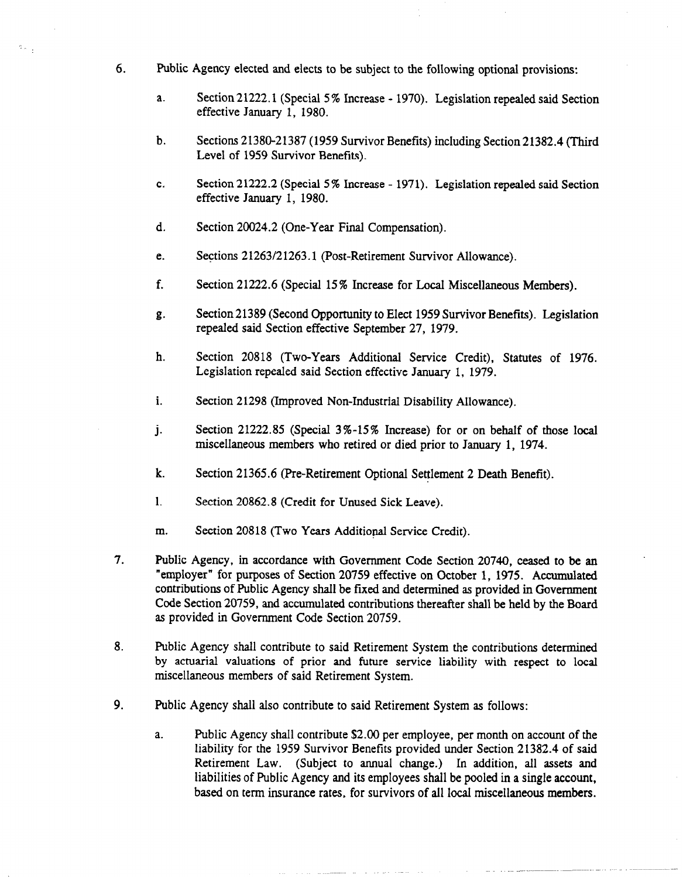6. Public Agency elected and elects to be subject to the following optional provisions:

   a. Section 21222.1 (Special 5% Increase - 1970). Legislation repealed said Section effective January 1, 1980.

   b. Sections 21380-21387 (1959 Survivor Benefits) including Section 21382.4 (Third Level of 1959 Survivor Benefits).

   c. Section 21222.2 (Special 5% Increase - 1971). Legislation repealed said Section effective January 1, 1980.

   d. Section 20024.2 (One-Year Final Compensation).

   e. Sections 21263/21263.1 (Post-Retirement Survivor Allowance).

   f. Section 21222.6 (Special 15% Increase for Local Miscellaneous Members).

   g. Section 21389 (Second Opportunity to Elect 1959 Survivor Benefits). Legislation repealed said Section effective September 27, 1979.

   h. Section 20818 (Two-Years Additional Service Credit), Statutes of 1976. Legislation repealed said Section effective January 1, 1979.

   i. Section 21298 (Improved Non-Industrial Disability Allowance).

   j. Section 21222.85 (Special 3%-15% Increase) for or on behalf of those local miscellaneous members who retired or died prior to January 1, 1974.

   k. Section 21365.6 (Pre-Retirement Optional Settlement 2 Death Benefit).

   l. Section 20862.8 (Credit for Unused Sick Leave).

   m. Section 20818 (Two Years Additional Service Credit).

7. Public Agency, in accordance with Government Code Section 20740, ceased to be an "employer" for purposes of Section 20759 effective on October 1, 1975. Accumulated contributions of Public Agency shall be fixed and determined as provided in Government Code Section 20759, and accumulated contributions thereafter shall be held by the Board as provided in Government Code Section 20759.

8. Public Agency shall contribute to said Retirement System the contributions determined by actuarial valuations of prior and future service liability with respect to local miscellaneous members of said Retirement System.

9. Public Agency shall also contribute to said Retirement System as follows:

   a. Public Agency shall contribute $2.00 per employee, per month on account of the liability for the 1959 Survivor Benefits provided under Section 21382.4 of said Retirement Law. (Subject to annual change.) In addition, all assets and liabilities of Public Agency and its employees shall be pooled in a single account, based on term insurance rates, for survivors of all local miscellaneous members.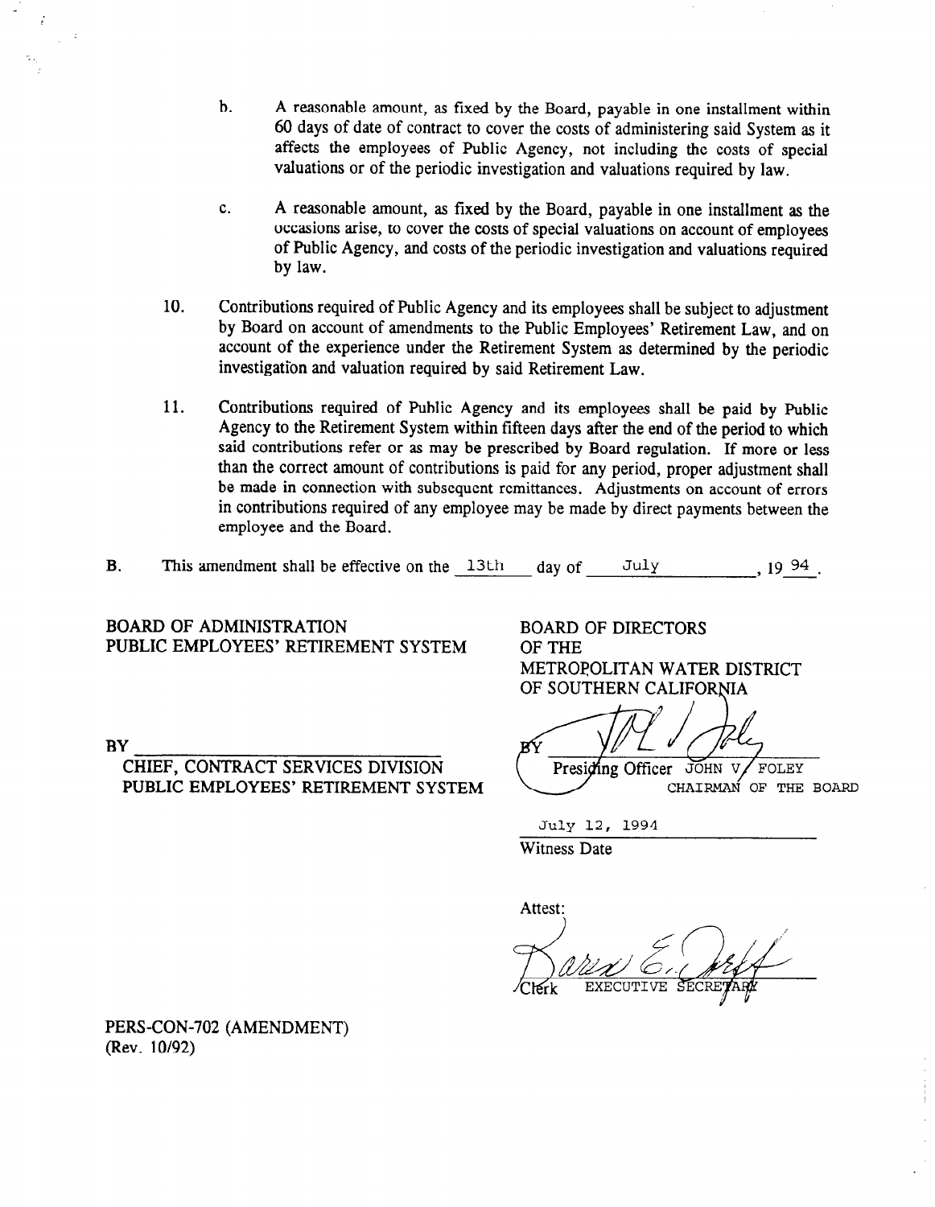b. A reasonable amount, as fixed by the Board, payable in one installment within 60 days of date of contract to cover the costs of administering said System as it affects the employees of Public Agency, not including the costs of special valuations or of the periodic investigation and valuations required by law.

c. A reasonable amount, as fixed by the Board, payable in one installment as the occasions arise, to cover the costs of special valuations on account of employees of Public Agency, and costs of the periodic investigation and valuations required by law.

10. Contributions required of Public Agency and its employees shall be subject to adjustment by Board on account of amendments to the Public Employees' Retirement Law, and on account of the experience under the Retirement System as determined by the periodic investigation and valuation required by said Retirement Law.

11. Contributions required of Public Agency and its employees shall be paid by Public Agency to the Retirement System within fifteen days after the end of the period to which said contributions refer or as may be prescribed by Board regulation. If more or less than the correct amount of contributions is paid for any period, proper adjustment shall be made in connection with subsequent remittances. Adjustments on account of errors in contributions required of any employee may be made by direct payments between the employee and the Board.

B. This amendment shall be effective on the 13th day of July, 19 94.

BOARD OF ADMINISTRATION
PUBLIC EMPLOYEES' RETIREMENT SYSTEM

BY ______________________________
CHIEF, CONTRACT SERVICES DIVISION
PUBLIC EMPLOYEES' RETIREMENT SYSTEM

BOARD OF DIRECTORS
OF THE
METROPOLITAN WATER DISTRICT
OF SOUTHERN CALIFORNIA

BY ______________________________
Presiding Officer JOHN V. FOLEY
CHAIRMAN OF THE BOARD

July 12, 1994
Witness Date

Attest:

______________________________
Clerk EXECUTIVE SECRETARY

PERS-CON-702 (AMENDMENT)
(Rev. 10/92)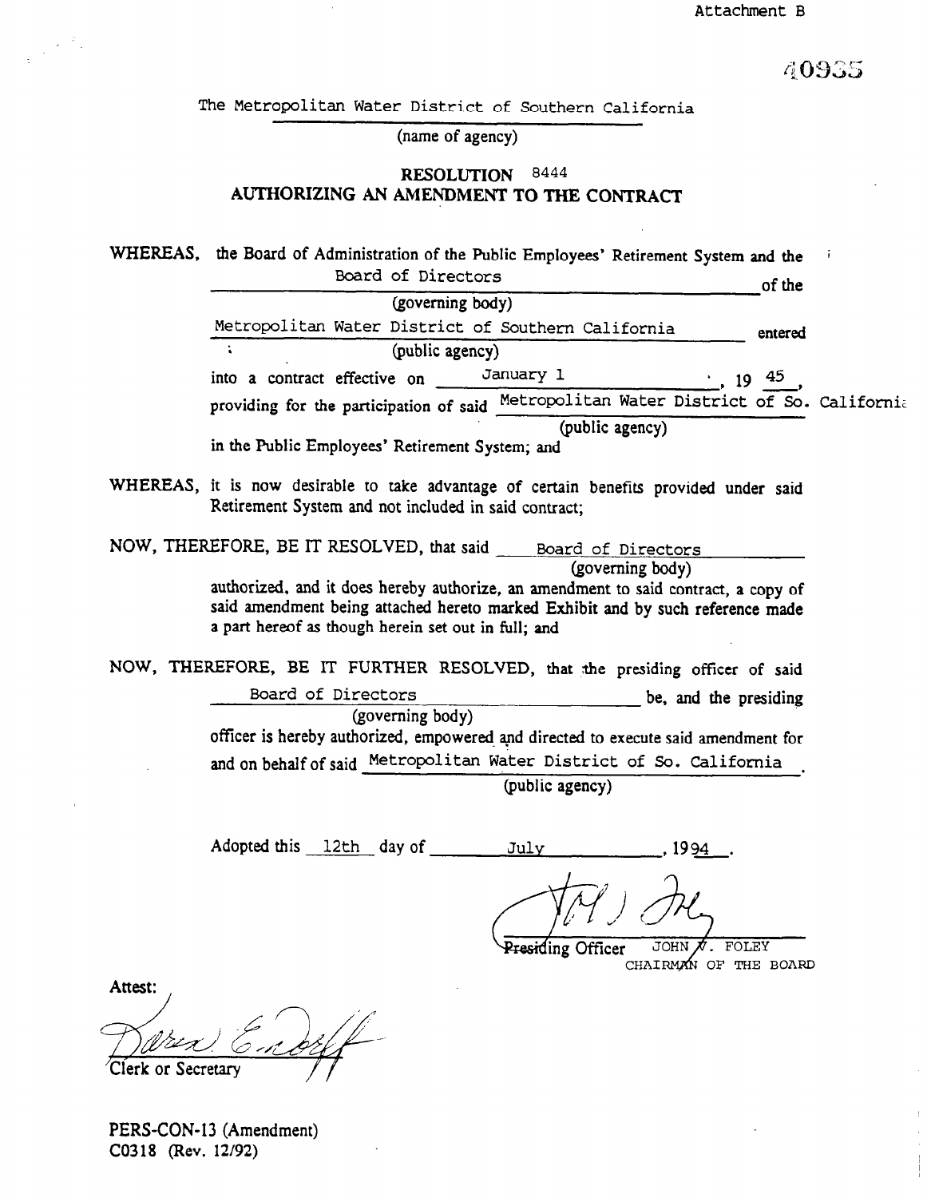Attachment B

40935

The Metropolitan Water District of Southern California

(name of agency)

## RESOLUTION 8444
## AUTHORIZING AN AMENDMENT TO THE CONTRACT

WHEREAS, the Board of Administration of the Public Employees' Retirement System and the Board of Directors (governing body) of the Metropolitan Water District of Southern California (public agency) entered into a contract effective on January 1, 1945, providing for the participation of said Metropolitan Water District of So. California (public agency) in the Public Employees' Retirement System; and

WHEREAS, it is now desirable to take advantage of certain benefits provided under said Retirement System and not included in said contract;

NOW, THEREFORE, BE IT RESOLVED, that said Board of Directors (governing body) authorized, and it does hereby authorize, an amendment to said contract, a copy of said amendment being attached hereto marked Exhibit and by such reference made a part hereof as though herein set out in full; and

NOW, THEREFORE, BE IT FURTHER RESOLVED, that the presiding officer of said Board of Directors (governing body) be, and the presiding officer is hereby authorized, empowered and directed to execute said amendment for and on behalf of said Metropolitan Water District of So. California (public agency).

Adopted this 12th day of July, 1994.

Presiding Officer JOHN V. FOLEY
CHAIRMAN OF THE BOARD

Attest:

Clerk or Secretary

PERS-CON-13 (Amendment)
C0318 (Rev. 12/92)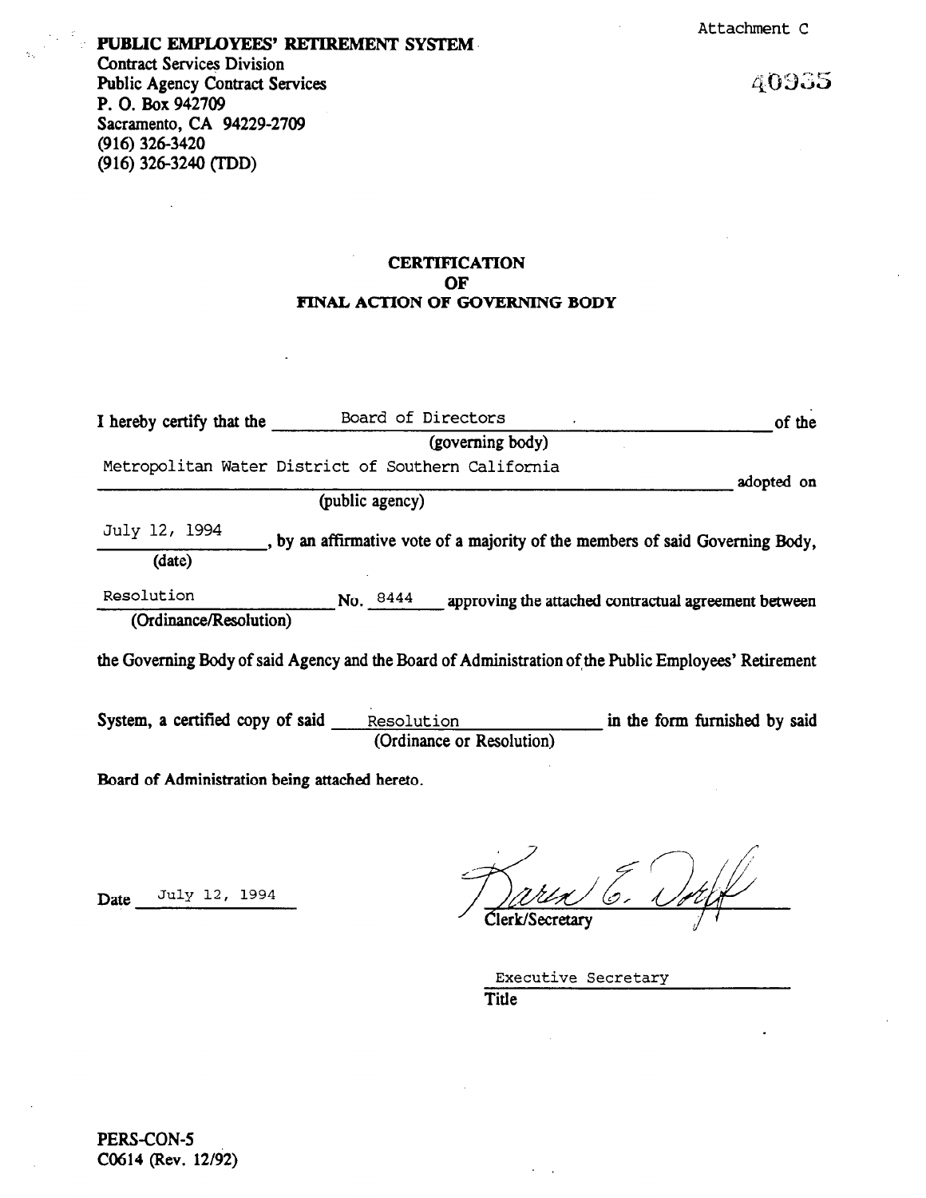Attachment C

**PUBLIC EMPLOYEES' RETIREMENT SYSTEM**
Contract Services Division
Public Agency Contract Services
P. O. Box 942709
Sacramento, CA 94229-2709
(916) 326-3420
(916) 326-3240 (TDD)

40935

## CERTIFICATION OF FINAL ACTION OF GOVERNING BODY

I hereby certify that the Board of Directors (governing body) of the Metropolitan Water District of Southern California (public agency) adopted on July 12, 1994 (date), by an affirmative vote of a majority of the members of said Governing Body, Resolution (Ordinance/Resolution) No. 8444 approving the attached contractual agreement between the Governing Body of said Agency and the Board of Administration of the Public Employees' Retirement System, a certified copy of said Resolution (Ordinance or Resolution) in the form furnished by said Board of Administration being attached hereto.

Date July 12, 1994

Karen E. Dorff
Clerk/Secretary

Executive Secretary
Title

PERS-CON-5
C0614 (Rev. 12/92)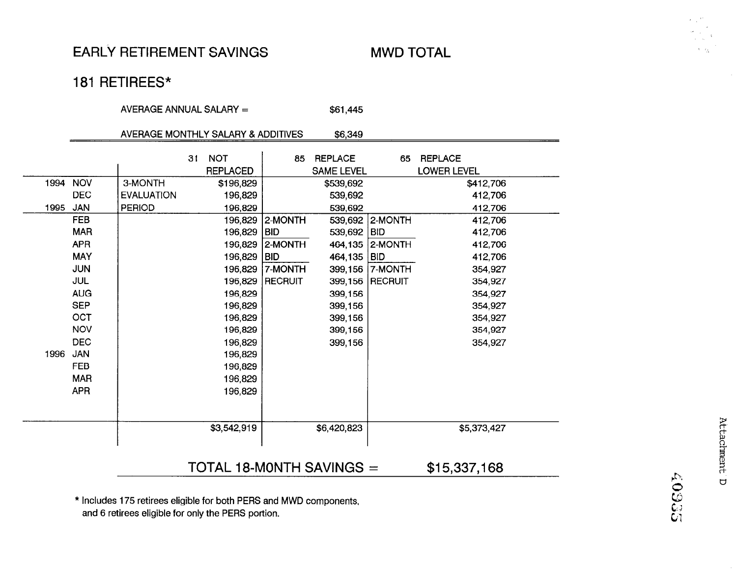# EARLY RETIREMENT SAVINGS

# MWD TOTAL

## 181 RETIREES*

AVERAGE ANNUAL SALARY = $61,445

AVERAGE MONTHLY SALARY & ADDITIVES $6,349

| | | | 31 NOT REPLACED | | 85 REPLACE SAME LEVEL | | 65 REPLACE LOWER LEVEL |
|---|---|---|---|---|---|---|---|
| 1994 | NOV | 3-MONTH | $196,829 | | $539,692 | | $412,706 |
| | DEC | EVALUATION | 196,829 | | 539,692 | | 412,706 |
| 1995 | JAN | PERIOD | 196,829 | | 539,692 | | 412,706 |
| | FEB | | 196,829 | 2-MONTH | 539,692 | 2-MONTH | 412,706 |
| | MAR | | 196,829 | BID | 539,692 | BID | 412,706 |
| | APR | | 196,829 | 2-MONTH | 464,135 | 2-MONTH | 412,706 |
| | MAY | | 196,829 | BID | 464,135 | BID | 412,706 |
| | JUN | | 196,829 | 7-MONTH | 399,156 | 7-MONTH | 354,927 |
| | JUL | | 196,829 | RECRUIT | 399,156 | RECRUIT | 354,927 |
| | AUG | | 196,829 | | 399,156 | | 354,927 |
| | SEP | | 196,829 | | 399,156 | | 354,927 |
| | OCT | | 196,829 | | 399,156 | | 354,927 |
| | NOV | | 196,829 | | 399,156 | | 354,927 |
| | DEC | | 196,829 | | 399,156 | | 354,927 |
| 1996 | JAN | | 196,829 | | | | |
| | FEB | | 196,829 | | | | |
| | MAR | | 196,829 | | | | |
| | APR | | 196,829 | | | | |
| | | | $3,542,919 | | $6,420,823 | | $5,373,427 |

**TOTAL 18-MONTH SAVINGS = $15,337,168**

\* Includes 175 retirees eligible for both PERS and MWD components, and 6 retirees eligible for only the PERS portion.

Attachment D